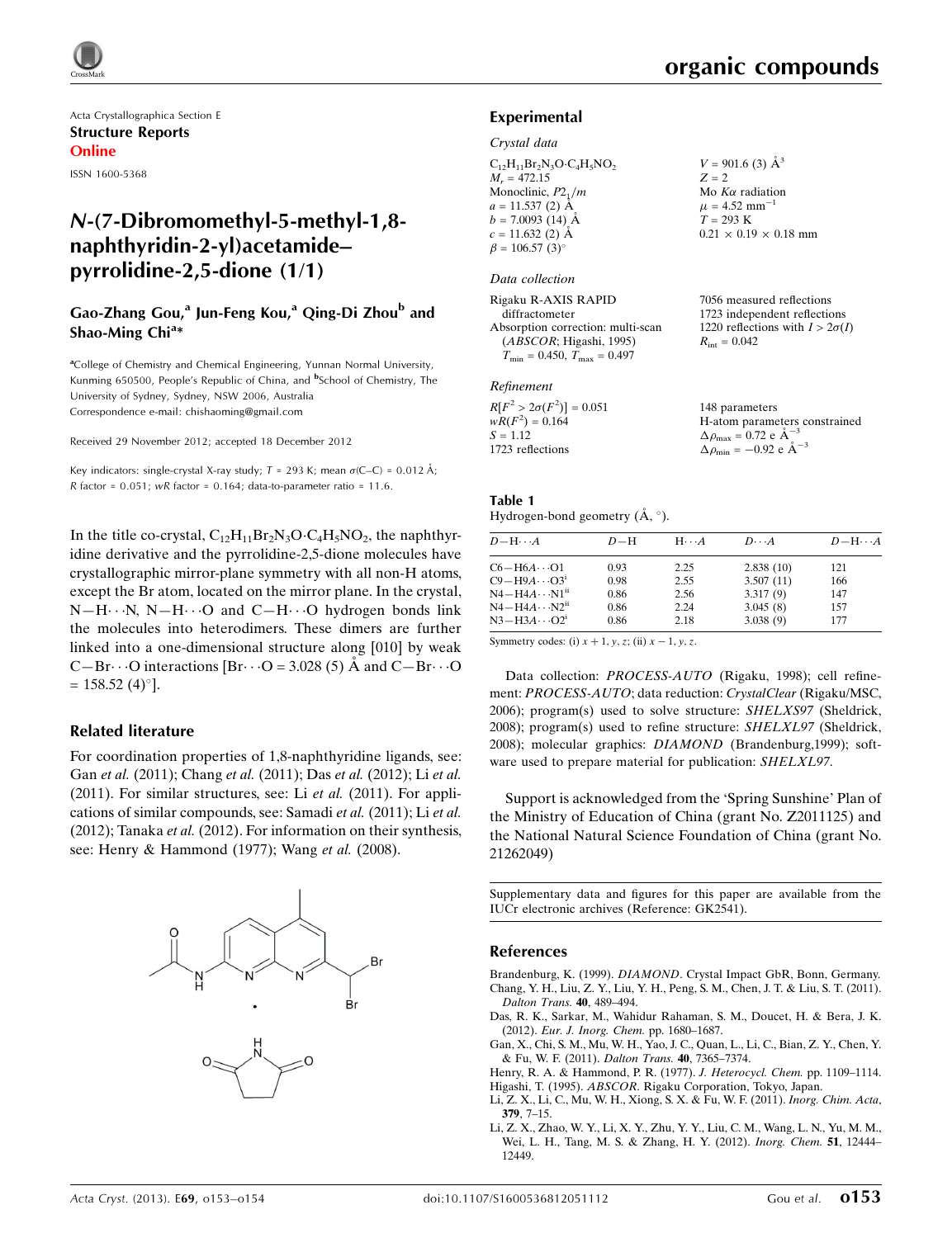Acta Crystallographica Section E
**Structure Reports Online**
ISSN 1600-5368

# N-(7-Dibromomethyl-5-methyl-1,8-naphthyridin-2-yl)acetamide–pyrrolidine-2,5-dione (1/1)

**Gao-Zhang Gou,[a] Jun-Feng Kou,[a] Qing-Di Zhou[b] and Shao-Ming Chi[a]***

[a]College of Chemistry and Chemical Engineering, Yunnan Normal University, Kunming 650500, People's Republic of China, and [b]School of Chemistry, The University of Sydney, Sydney, NSW 2006, Australia
Correspondence e-mail: chishaoming@gmail.com

Received 29 November 2012; accepted 18 December 2012

Key indicators: single-crystal X-ray study; $T$ = 293 K; mean $\sigma$(C–C) = 0.012 Å; $R$ factor = 0.051; $wR$ factor = 0.164; data-to-parameter ratio = 11.6.

In the title co-crystal, $C_{12}H_{11}Br_2N_3O\cdot C_4H_5NO_2$, the naphthyridine derivative and the pyrrolidine-2,5-dione molecules have crystallographic mirror-plane symmetry with all non-H atoms, except the Br atom, located on the mirror plane. In the crystal, N—H⋯N, N—H⋯O and C—H⋯O hydrogen bonds link the molecules into heterodimers. These dimers are further linked into a one-dimensional structure along [010] by weak C—Br⋯O interactions [Br⋯O = 3.028 (5) Å and C—Br⋯O = 158.52 (4)°].

## Related literature

For coordination properties of 1,8-naphthyridine ligands, see: Gan *et al.* (2011); Chang *et al.* (2011); Das *et al.* (2012); Li *et al.* (2011). For similar structures, see: Li *et al.* (2011). For applications of similar compounds, see: Samadi *et al.* (2011); Li *et al.* (2012); Tanaka *et al.* (2012). For information on their synthesis, see: Henry & Hammond (1977); Wang *et al.* (2008).

## Experimental

### Crystal data

$C_{12}H_{11}Br_2N_3O\cdot C_4H_5NO_2$
$M_r$ = 472.15
Monoclinic, $P2_1/m$
$a$ = 11.537 (2) Å
$b$ = 7.0093 (14) Å
$c$ = 11.632 (2) Å
$\beta$ = 106.57 (3)°
$V$ = 901.6 (3) Å$^3$
$Z$ = 2
Mo $K\alpha$ radiation
$\mu$ = 4.52 mm$^{-1}$
$T$ = 293 K
0.21 × 0.19 × 0.18 mm

### Data collection

Rigaku R-AXIS RAPID diffractometer
Absorption correction: multi-scan (*ABSCOR*; Higashi, 1995)
$T_{min}$ = 0.450, $T_{max}$ = 0.497
7056 measured reflections
1723 independent reflections
1220 reflections with $I > 2\sigma(I)$
$R_{int}$ = 0.042

### Refinement

$R[F^2 > 2\sigma(F^2)]$ = 0.051
$wR(F^2)$ = 0.164
$S$ = 1.12
1723 reflections
148 parameters
H-atom parameters constrained
$\Delta\rho_{max}$ = 0.72 e Å$^{-3}$
$\Delta\rho_{min}$ = −0.92 e Å$^{-3}$

**Table 1**
Hydrogen-bond geometry (Å, °).

| $D$—H⋯$A$ | $D$—H | H⋯$A$ | $D$⋯$A$ | $D$—H⋯$A$ |
|---|---|---|---|---|
| C6—H6$A$⋯O1 | 0.93 | 2.25 | 2.838 (10) | 121 |
| C9—H9$A$⋯O3$^{i}$ | 0.98 | 2.55 | 3.507 (11) | 166 |
| N4—H4$A$⋯N1$^{ii}$ | 0.86 | 2.56 | 3.317 (9) | 147 |
| N4—H4$A$⋯N2$^{ii}$ | 0.86 | 2.24 | 3.045 (8) | 157 |
| N3—H3$A$⋯O2$^{i}$ | 0.86 | 2.18 | 3.038 (9) | 177 |

Symmetry codes: (i) $x+1, y, z$; (ii) $x-1, y, z$.

Data collection: *PROCESS-AUTO* (Rigaku, 1998); cell refinement: *PROCESS-AUTO*; data reduction: *CrystalClear* (Rigaku/MSC, 2006); program(s) used to solve structure: *SHELXS97* (Sheldrick, 2008); program(s) used to refine structure: *SHELXL97* (Sheldrick, 2008); molecular graphics: *DIAMOND* (Brandenburg,1999); software used to prepare material for publication: *SHELXL97*.

Support is acknowledged from the 'Spring Sunshine' Plan of the Ministry of Education of China (grant No. Z2011125) and the National Natural Science Foundation of China (grant No. 21262049)

Supplementary data and figures for this paper are available from the IUCr electronic archives (Reference: GK2541).

## References

Brandenburg, K. (1999). *DIAMOND*. Crystal Impact GbR, Bonn, Germany.
Chang, Y. H., Liu, Z. Y., Liu, Y. H., Peng, S. M., Chen, J. T. & Liu, S. T. (2011). *Dalton Trans.* **40**, 489–494.
Das, R. K., Sarkar, M., Wahidur Rahaman, S. M., Doucet, H. & Bera, J. K. (2012). *Eur. J. Inorg. Chem.* pp. 1680–1687.
Gan, X., Chi, S. M., Mu, W. H., Yao, J. C., Quan, L., Li, C., Bian, Z. Y., Chen, Y. & Fu, W. F. (2011). *Dalton Trans.* **40**, 7365–7374.
Henry, R. A. & Hammond, P. R. (1977). *J. Heterocycl. Chem.* pp. 1109–1114.
Higashi, T. (1995). *ABSCOR*. Rigaku Corporation, Tokyo, Japan.
Li, Z. X., Li, C., Mu, W. H., Xiong, S. X. & Fu, W. F. (2011). *Inorg. Chim. Acta*, **379**, 7–15.
Li, Z. X., Zhao, W. Y., Li, X. Y., Zhu, Y. Y., Liu, C. M., Wang, L. N., Yu, M. M., Wei, L. H., Tang, M. S. & Zhang, H. Y. (2012). *Inorg. Chem.* **51**, 12444–12449.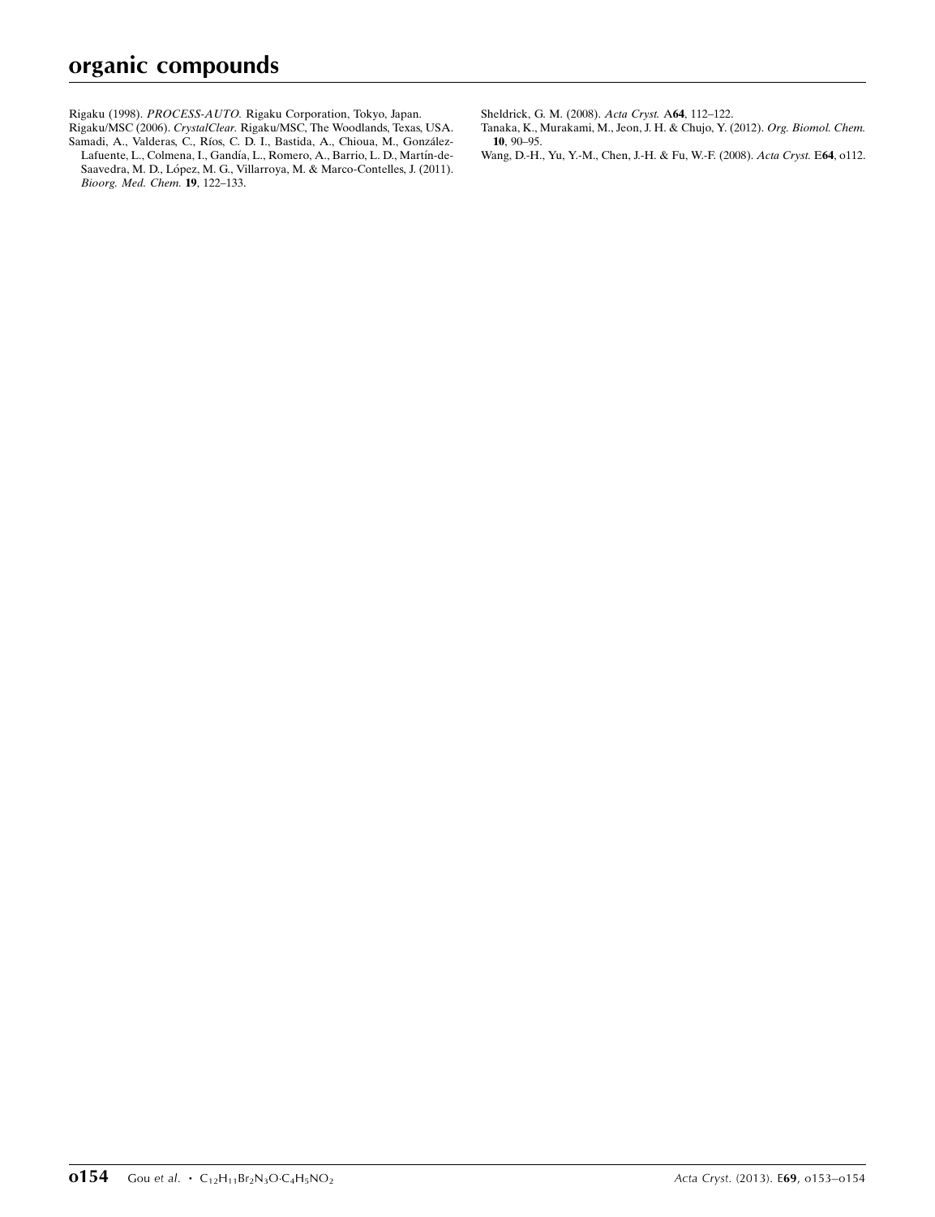Rigaku (1998). *PROCESS-AUTO.* Rigaku Corporation, Tokyo, Japan.

Rigaku/MSC (2006). *CrystalClear.* Rigaku/MSC, The Woodlands, Texas, USA.

Samadi, A., Valderas, C., Ríos, C. D. I., Bastida, A., Chioua, M., González-Lafuente, L., Colmena, I., Gandía, L., Romero, A., Barrio, L. D., Martín-de-Saavedra, M. D., López, M. G., Villarroya, M. & Marco-Contelles, J. (2011). *Bioorg. Med. Chem.* **19**, 122–133.

Sheldrick, G. M. (2008). *Acta Cryst.* A**64**, 112–122.

Tanaka, K., Murakami, M., Jeon, J. H. & Chujo, Y. (2012). *Org. Biomol. Chem.* **10**, 90–95.

Wang, D.-H., Yu, Y.-M., Chen, J.-H. & Fu, W.-F. (2008). *Acta Cryst.* E**64**, o112.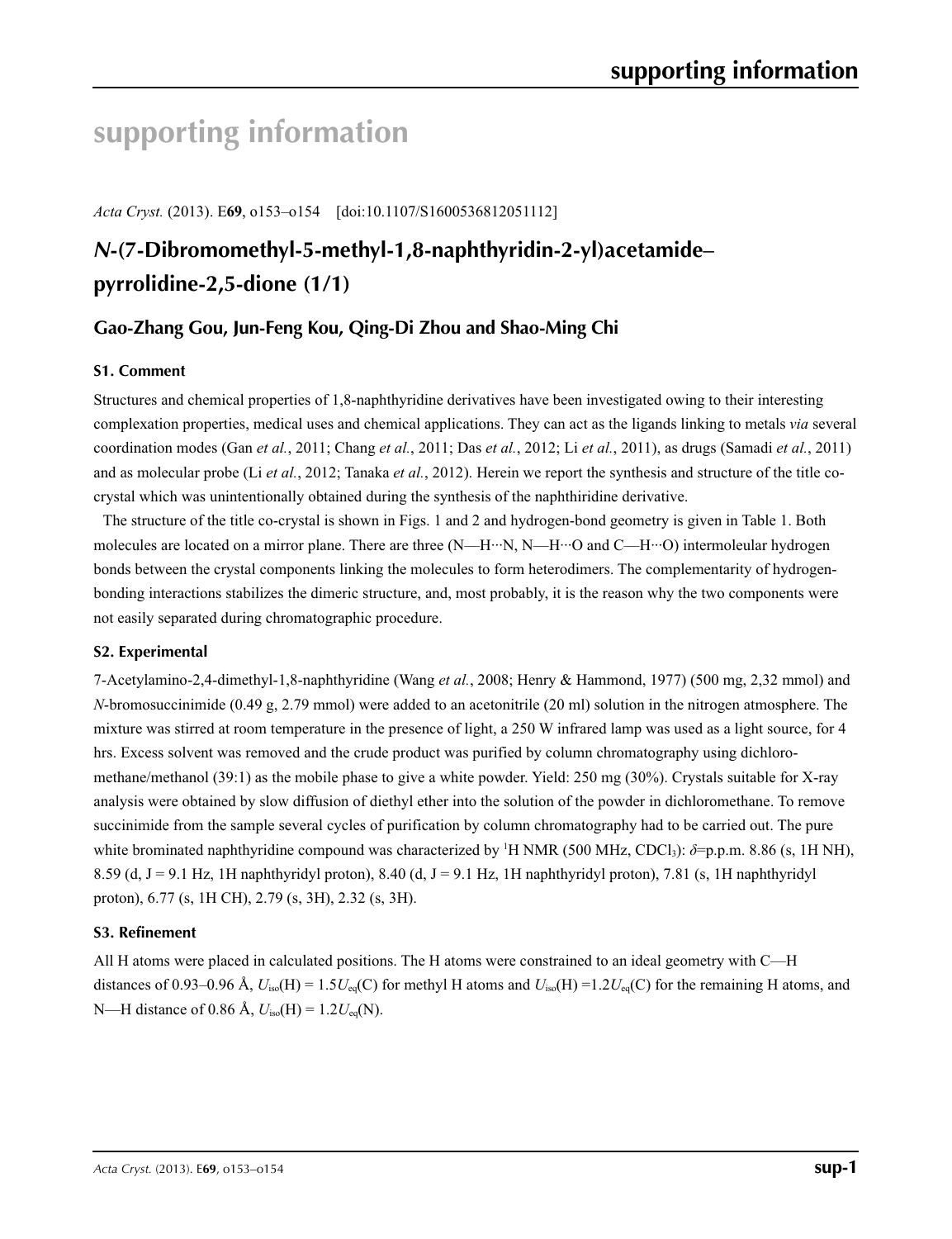# supporting information

*Acta Cryst.* (2013). E**69**, o153–o154 [doi:10.1107/S1600536812051112]

## *N*-(7-Dibromomethyl-5-methyl-1,8-naphthyridin-2-yl)acetamide–pyrrolidine-2,5-dione (1/1)

### Gao-Zhang Gou, Jun-Feng Kou, Qing-Di Zhou and Shao-Ming Chi

#### S1. Comment

Structures and chemical properties of 1,8-naphthyridine derivatives have been investigated owing to their interesting complexation properties, medical uses and chemical applications. They can act as the ligands linking to metals *via* several coordination modes (Gan *et al.*, 2011; Chang *et al.*, 2011; Das *et al.*, 2012; Li *et al.*, 2011), as drugs (Samadi *et al.*, 2011) and as molecular probe (Li *et al.*, 2012; Tanaka *et al.*, 2012). Herein we report the synthesis and structure of the title co-crystal which was unintentionally obtained during the synthesis of the naphthiridine derivative.

The structure of the title co-crystal is shown in Figs. 1 and 2 and hydrogen-bond geometry is given in Table 1. Both molecules are located on a mirror plane. There are three (N—H···N, N—H···O and C—H···O) intermoleular hydrogen bonds between the crystal components linking the molecules to form heterodimers. The complementarity of hydrogen-bonding interactions stabilizes the dimeric structure, and, most probably, it is the reason why the two components were not easily separated during chromatographic procedure.

#### S2. Experimental

7-Acetylamino-2,4-dimethyl-1,8-naphthyridine (Wang *et al.*, 2008; Henry & Hammond, 1977) (500 mg, 2,32 mmol) and *N*-bromosuccinimide (0.49 g, 2.79 mmol) were added to an acetonitrile (20 ml) solution in the nitrogen atmosphere. The mixture was stirred at room temperature in the presence of light, a 250 W infrared lamp was used as a light source, for 4 hrs. Excess solvent was removed and the crude product was purified by column chromatography using dichloromethane/methanol (39:1) as the mobile phase to give a white powder. Yield: 250 mg (30%). Crystals suitable for X-ray analysis were obtained by slow diffusion of diethyl ether into the solution of the powder in dichloromethane. To remove succinimide from the sample several cycles of purification by column chromatography had to be carried out. The pure white brominated naphthyridine compound was characterized by $^1$H NMR (500 MHz, $CDCl_3$): $\delta$=p.p.m. 8.86 (s, 1H NH), 8.59 (d, J = 9.1 Hz, 1H naphthyridyl proton), 8.40 (d, J = 9.1 Hz, 1H naphthyridyl proton), 7.81 (s, 1H naphthyridyl proton), 6.77 (s, 1H CH), 2.79 (s, 3H), 2.32 (s, 3H).

#### S3. Refinement

All H atoms were placed in calculated positions. The H atoms were constrained to an ideal geometry with C—H distances of 0.93–0.96 Å, $U_{iso}$(H) = 1.5$U_{eq}$(C) for methyl H atoms and $U_{iso}$(H) =1.2$U_{eq}$(C) for the remaining H atoms, and N—H distance of 0.86 Å, $U_{iso}$(H) = 1.2$U_{eq}$(N).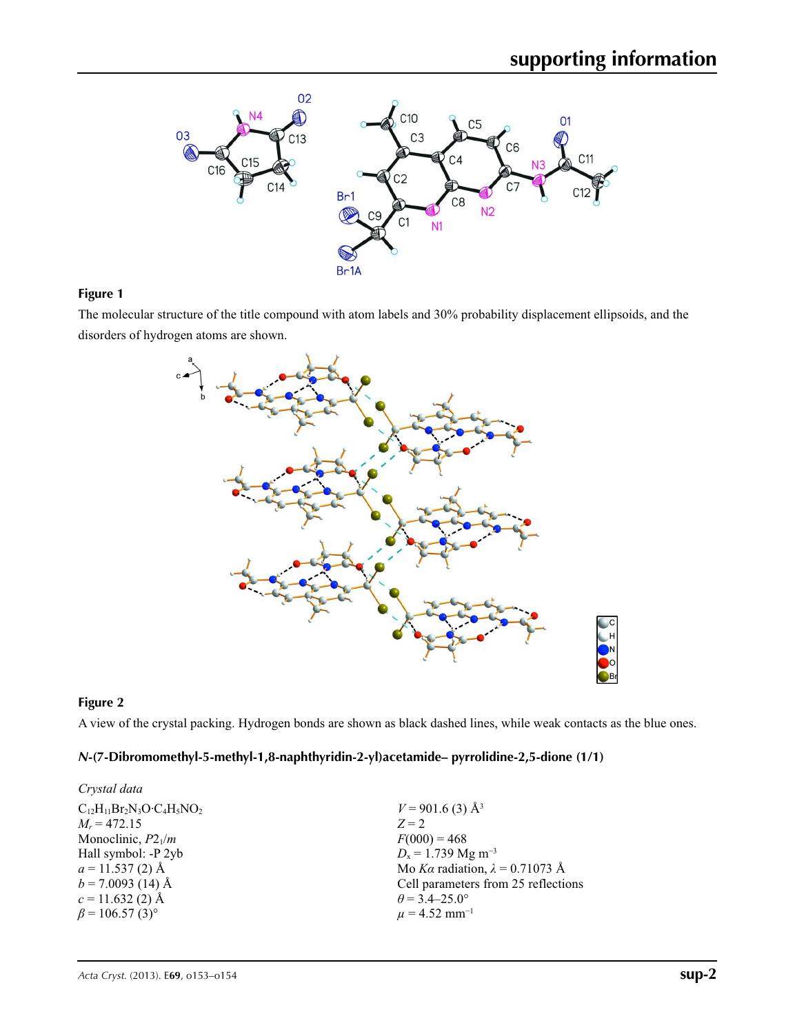**Figure 1**

The molecular structure of the title compound with atom labels and 30% probability displacement ellipsoids, and the disorders of hydrogen atoms are shown.

**Figure 2**

A view of the crystal packing. Hydrogen bonds are shown as black dashed lines, while weak contacts as the blue ones.

### *N*-(7-Dibromomethyl-5-methyl-1,8-naphthyridin-2-yl)acetamide– pyrrolidine-2,5-dione (1/1)

*Crystal data*

$C_{12}H_{11}Br_2N_3O{\cdot}C_4H_5NO_2$
$M_r = 472.15$
Monoclinic, $P2_1/m$
Hall symbol: -P 2yb
$a = 11.537$ (2) Å
$b = 7.0093$ (14) Å
$c = 11.632$ (2) Å
$\beta = 106.57$ (3)°
$V = 901.6$ (3) Å$^3$
$Z = 2$
$F(000) = 468$
$D_x = 1.739$ Mg m$^{-3}$
Mo $K\alpha$ radiation, $\lambda = 0.71073$ Å
Cell parameters from 25 reflections
$\theta = 3.4$–25.0°
$\mu = 4.52$ mm$^{-1}$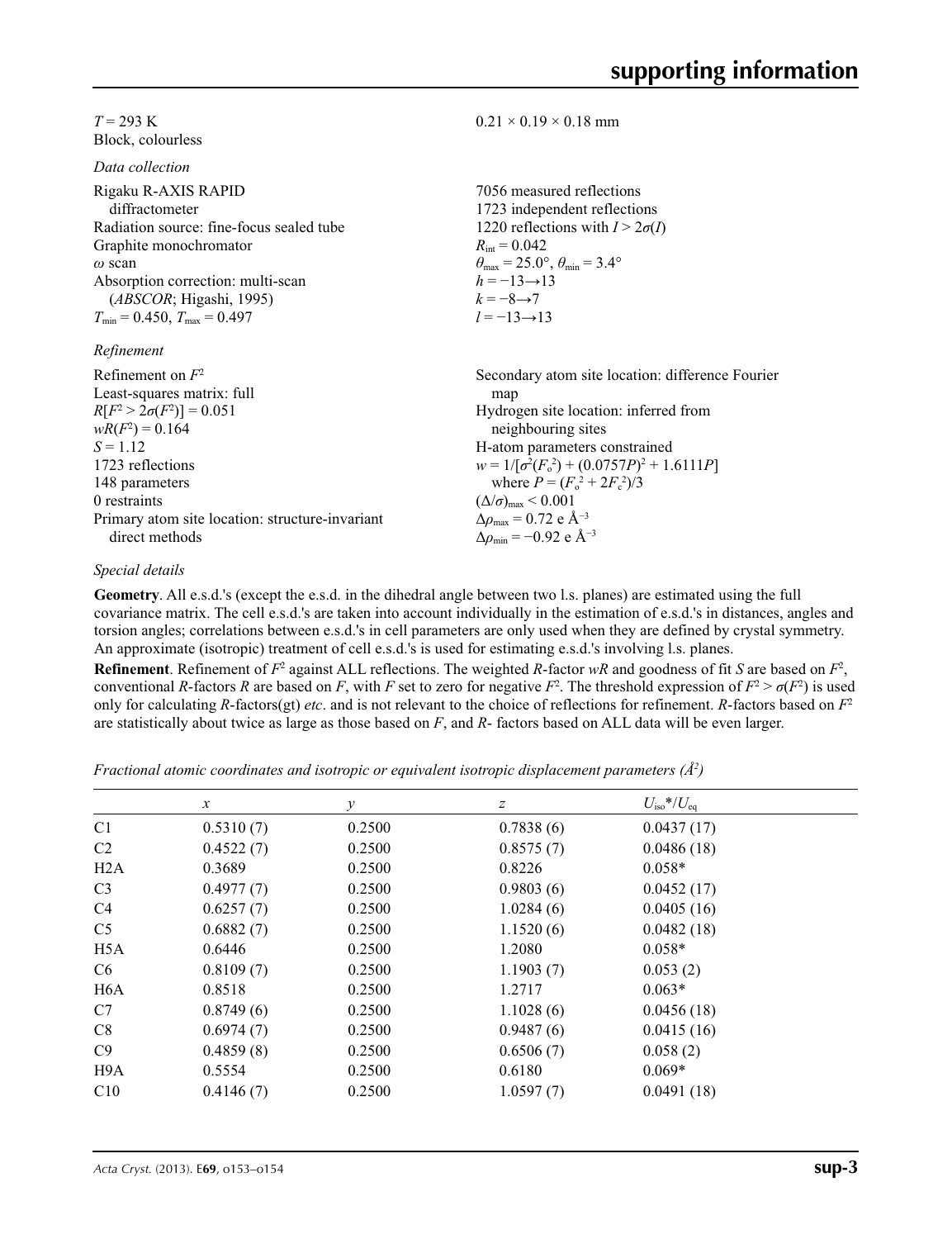$T = 293$ K
Block, colourless

$0.21 \times 0.19 \times 0.18$ mm

*Data collection*

Rigaku R-AXIS RAPID diffractometer
Radiation source: fine-focus sealed tube
Graphite monochromator
$\omega$ scan
Absorption correction: multi-scan (*ABSCOR*; Higashi, 1995)
$T_{min} = 0.450$, $T_{max} = 0.497$

7056 measured reflections
1723 independent reflections
1220 reflections with $I > 2\sigma(I)$
$R_{int} = 0.042$
$\theta_{max} = 25.0°$, $\theta_{min} = 3.4°$
$h = -13 \rightarrow 13$
$k = -8 \rightarrow 7$
$l = -13 \rightarrow 13$

*Refinement*

Refinement on $F^2$
Least-squares matrix: full
$R[F^2 > 2\sigma(F^2)] = 0.051$
$wR(F^2) = 0.164$
$S = 1.12$
1723 reflections
148 parameters
0 restraints
Primary atom site location: structure-invariant direct methods

Secondary atom site location: difference Fourier map
Hydrogen site location: inferred from neighbouring sites
H-atom parameters constrained
$w = 1/[\sigma^2(F_o^2) + (0.0757P)^2 + 1.6111P]$ where $P = (F_o^2 + 2F_c^2)/3$
$(\Delta/\sigma)_{max} < 0.001$
$\Delta\rho_{max} = 0.72$ e Å$^{-3}$
$\Delta\rho_{min} = -0.92$ e Å$^{-3}$

*Special details*

**Geometry**. All e.s.d.'s (except the e.s.d. in the dihedral angle between two l.s. planes) are estimated using the full covariance matrix. The cell e.s.d.'s are taken into account individually in the estimation of e.s.d.'s in distances, angles and torsion angles; correlations between e.s.d.'s in cell parameters are only used when they are defined by crystal symmetry. An approximate (isotropic) treatment of cell e.s.d.'s is used for estimating e.s.d.'s involving l.s. planes.

**Refinement**. Refinement of $F^2$ against ALL reflections. The weighted $R$-factor $wR$ and goodness of fit $S$ are based on $F^2$, conventional $R$-factors $R$ are based on $F$, with $F$ set to zero for negative $F^2$. The threshold expression of $F^2 > \sigma(F^2)$ is used only for calculating $R$-factors(gt) *etc*. and is not relevant to the choice of reflections for refinement. $R$-factors based on $F^2$ are statistically about twice as large as those based on $F$, and $R$- factors based on ALL data will be even larger.

*Fractional atomic coordinates and isotropic or equivalent isotropic displacement parameters (Å$^2$)*

| | $x$ | $y$ | $z$ | $U_{iso}$\*/$U_{eq}$ |
|---|---|---|---|---|
| C1 | 0.5310 (7) | 0.2500 | 0.7838 (6) | 0.0437 (17) |
| C2 | 0.4522 (7) | 0.2500 | 0.8575 (7) | 0.0486 (18) |
| H2A | 0.3689 | 0.2500 | 0.8226 | 0.058\* |
| C3 | 0.4977 (7) | 0.2500 | 0.9803 (6) | 0.0452 (17) |
| C4 | 0.6257 (7) | 0.2500 | 1.0284 (6) | 0.0405 (16) |
| C5 | 0.6882 (7) | 0.2500 | 1.1520 (6) | 0.0482 (18) |
| H5A | 0.6446 | 0.2500 | 1.2080 | 0.058\* |
| C6 | 0.8109 (7) | 0.2500 | 1.1903 (7) | 0.053 (2) |
| H6A | 0.8518 | 0.2500 | 1.2717 | 0.063\* |
| C7 | 0.8749 (6) | 0.2500 | 1.1028 (6) | 0.0456 (18) |
| C8 | 0.6974 (7) | 0.2500 | 0.9487 (6) | 0.0415 (16) |
| C9 | 0.4859 (8) | 0.2500 | 0.6506 (7) | 0.058 (2) |
| H9A | 0.5554 | 0.2500 | 0.6180 | 0.069\* |
| C10 | 0.4146 (7) | 0.2500 | 1.0597 (7) | 0.0491 (18) |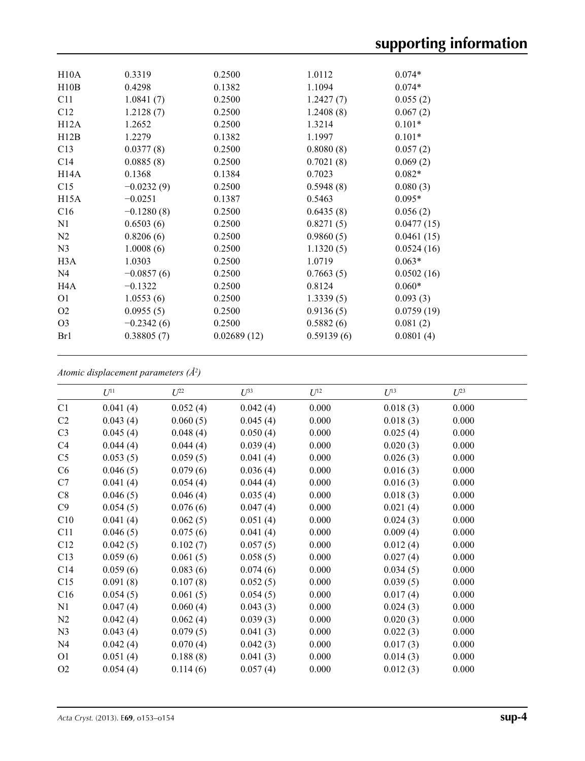| | | | | |
|---|---|---|---|---|
| H10A | 0.3319 | 0.2500 | 1.0112 | 0.074* |
| H10B | 0.4298 | 0.1382 | 1.1094 | 0.074* |
| C11 | 1.0841 (7) | 0.2500 | 1.2427 (7) | 0.055 (2) |
| C12 | 1.2128 (7) | 0.2500 | 1.2408 (8) | 0.067 (2) |
| H12A | 1.2652 | 0.2500 | 1.3214 | 0.101* |
| H12B | 1.2279 | 0.1382 | 1.1997 | 0.101* |
| C13 | 0.0377 (8) | 0.2500 | 0.8080 (8) | 0.057 (2) |
| C14 | 0.0885 (8) | 0.2500 | 0.7021 (8) | 0.069 (2) |
| H14A | 0.1368 | 0.1384 | 0.7023 | 0.082* |
| C15 | −0.0232 (9) | 0.2500 | 0.5948 (8) | 0.080 (3) |
| H15A | −0.0251 | 0.1387 | 0.5463 | 0.095* |
| C16 | −0.1280 (8) | 0.2500 | 0.6435 (8) | 0.056 (2) |
| N1 | 0.6503 (6) | 0.2500 | 0.8271 (5) | 0.0477 (15) |
| N2 | 0.8206 (6) | 0.2500 | 0.9860 (5) | 0.0461 (15) |
| N3 | 1.0008 (6) | 0.2500 | 1.1320 (5) | 0.0524 (16) |
| H3A | 1.0303 | 0.2500 | 1.0719 | 0.063* |
| N4 | −0.0857 (6) | 0.2500 | 0.7663 (5) | 0.0502 (16) |
| H4A | −0.1322 | 0.2500 | 0.8124 | 0.060* |
| O1 | 1.0553 (6) | 0.2500 | 1.3339 (5) | 0.093 (3) |
| O2 | 0.0955 (5) | 0.2500 | 0.9136 (5) | 0.0759 (19) |
| O3 | −0.2342 (6) | 0.2500 | 0.5882 (6) | 0.081 (2) |
| Br1 | 0.38805 (7) | 0.02689 (12) | 0.59139 (6) | 0.0801 (4) |

*Atomic displacement parameters ($Å^2$)*

| | $U^{11}$ | $U^{22}$ | $U^{33}$ | $U^{12}$ | $U^{13}$ | $U^{23}$ |
|---|---|---|---|---|---|---|
| C1 | 0.041 (4) | 0.052 (4) | 0.042 (4) | 0.000 | 0.018 (3) | 0.000 |
| C2 | 0.043 (4) | 0.060 (5) | 0.045 (4) | 0.000 | 0.018 (3) | 0.000 |
| C3 | 0.045 (4) | 0.048 (4) | 0.050 (4) | 0.000 | 0.025 (4) | 0.000 |
| C4 | 0.044 (4) | 0.044 (4) | 0.039 (4) | 0.000 | 0.020 (3) | 0.000 |
| C5 | 0.053 (5) | 0.059 (5) | 0.041 (4) | 0.000 | 0.026 (3) | 0.000 |
| C6 | 0.046 (5) | 0.079 (6) | 0.036 (4) | 0.000 | 0.016 (3) | 0.000 |
| C7 | 0.041 (4) | 0.054 (4) | 0.044 (4) | 0.000 | 0.016 (3) | 0.000 |
| C8 | 0.046 (5) | 0.046 (4) | 0.035 (4) | 0.000 | 0.018 (3) | 0.000 |
| C9 | 0.054 (5) | 0.076 (6) | 0.047 (4) | 0.000 | 0.021 (4) | 0.000 |
| C10 | 0.041 (4) | 0.062 (5) | 0.051 (4) | 0.000 | 0.024 (3) | 0.000 |
| C11 | 0.046 (5) | 0.075 (6) | 0.041 (4) | 0.000 | 0.009 (4) | 0.000 |
| C12 | 0.042 (5) | 0.102 (7) | 0.057 (5) | 0.000 | 0.012 (4) | 0.000 |
| C13 | 0.059 (6) | 0.061 (5) | 0.058 (5) | 0.000 | 0.027 (4) | 0.000 |
| C14 | 0.059 (6) | 0.083 (6) | 0.074 (6) | 0.000 | 0.034 (5) | 0.000 |
| C15 | 0.091 (8) | 0.107 (8) | 0.052 (5) | 0.000 | 0.039 (5) | 0.000 |
| C16 | 0.054 (5) | 0.061 (5) | 0.054 (5) | 0.000 | 0.017 (4) | 0.000 |
| N1 | 0.047 (4) | 0.060 (4) | 0.043 (3) | 0.000 | 0.024 (3) | 0.000 |
| N2 | 0.042 (4) | 0.062 (4) | 0.039 (3) | 0.000 | 0.020 (3) | 0.000 |
| N3 | 0.043 (4) | 0.079 (5) | 0.041 (3) | 0.000 | 0.022 (3) | 0.000 |
| N4 | 0.042 (4) | 0.070 (4) | 0.042 (3) | 0.000 | 0.017 (3) | 0.000 |
| O1 | 0.051 (4) | 0.188 (8) | 0.041 (3) | 0.000 | 0.014 (3) | 0.000 |
| O2 | 0.054 (4) | 0.114 (6) | 0.057 (4) | 0.000 | 0.012 (3) | 0.000 |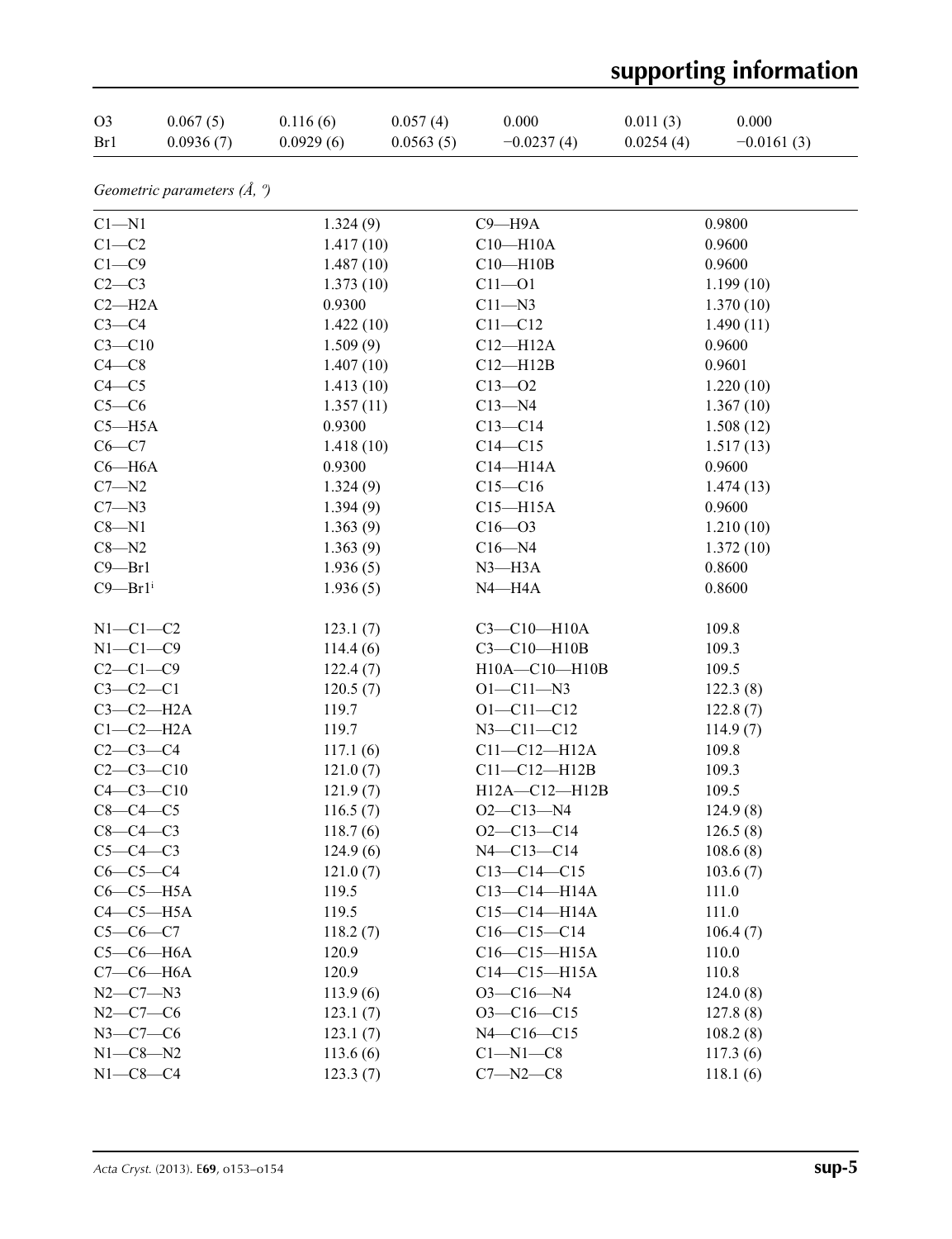| | | | | | | |
|---|---|---|---|---|---|---|
| O3 | 0.067 (5) | 0.116 (6) | 0.057 (4) | 0.000 | 0.011 (3) | 0.000 |
| Br1 | 0.0936 (7) | 0.0929 (6) | 0.0563 (5) | −0.0237 (4) | 0.0254 (4) | −0.0161 (3) |

*Geometric parameters (Å, º)*

| | | | |
|---|---|---|---|
| C1—N1 | 1.324 (9) | C9—H9A | 0.9800 |
| C1—C2 | 1.417 (10) | C10—H10A | 0.9600 |
| C1—C9 | 1.487 (10) | C10—H10B | 0.9600 |
| C2—C3 | 1.373 (10) | C11—O1 | 1.199 (10) |
| C2—H2A | 0.9300 | C11—N3 | 1.370 (10) |
| C3—C4 | 1.422 (10) | C11—C12 | 1.490 (11) |
| C3—C10 | 1.509 (9) | C12—H12A | 0.9600 |
| C4—C8 | 1.407 (10) | C12—H12B | 0.9601 |
| C4—C5 | 1.413 (10) | C13—O2 | 1.220 (10) |
| C5—C6 | 1.357 (11) | C13—N4 | 1.367 (10) |
| C5—H5A | 0.9300 | C13—C14 | 1.508 (12) |
| C6—C7 | 1.418 (10) | C14—C15 | 1.517 (13) |
| C6—H6A | 0.9300 | C14—H14A | 0.9600 |
| C7—N2 | 1.324 (9) | C15—C16 | 1.474 (13) |
| C7—N3 | 1.394 (9) | C15—H15A | 0.9600 |
| C8—N1 | 1.363 (9) | C16—O3 | 1.210 (10) |
| C8—N2 | 1.363 (9) | C16—N4 | 1.372 (10) |
| C9—Br1 | 1.936 (5) | N3—H3A | 0.8600 |
| C9—Br1[i] | 1.936 (5) | N4—H4A | 0.8600 |
| | | | |
| N1—C1—C2 | 123.1 (7) | C3—C10—H10A | 109.8 |
| N1—C1—C9 | 114.4 (6) | C3—C10—H10B | 109.3 |
| C2—C1—C9 | 122.4 (7) | H10A—C10—H10B | 109.5 |
| C3—C2—C1 | 120.5 (7) | O1—C11—N3 | 122.3 (8) |
| C3—C2—H2A | 119.7 | O1—C11—C12 | 122.8 (7) |
| C1—C2—H2A | 119.7 | N3—C11—C12 | 114.9 (7) |
| C2—C3—C4 | 117.1 (6) | C11—C12—H12A | 109.8 |
| C2—C3—C10 | 121.0 (7) | C11—C12—H12B | 109.3 |
| C4—C3—C10 | 121.9 (7) | H12A—C12—H12B | 109.5 |
| C8—C4—C5 | 116.5 (7) | O2—C13—N4 | 124.9 (8) |
| C8—C4—C3 | 118.7 (6) | O2—C13—C14 | 126.5 (8) |
| C5—C4—C3 | 124.9 (6) | N4—C13—C14 | 108.6 (8) |
| C6—C5—C4 | 121.0 (7) | C13—C14—C15 | 103.6 (7) |
| C6—C5—H5A | 119.5 | C13—C14—H14A | 111.0 |
| C4—C5—H5A | 119.5 | C15—C14—H14A | 111.0 |
| C5—C6—C7 | 118.2 (7) | C16—C15—C14 | 106.4 (7) |
| C5—C6—H6A | 120.9 | C16—C15—H15A | 110.0 |
| C7—C6—H6A | 120.9 | C14—C15—H15A | 110.8 |
| N2—C7—N3 | 113.9 (6) | O3—C16—N4 | 124.0 (8) |
| N2—C7—C6 | 123.1 (7) | O3—C16—C15 | 127.8 (8) |
| N3—C7—C6 | 123.1 (7) | N4—C16—C15 | 108.2 (8) |
| N1—C8—N2 | 113.6 (6) | C1—N1—C8 | 117.3 (6) |
| N1—C8—C4 | 123.3 (7) | C7—N2—C8 | 118.1 (6) |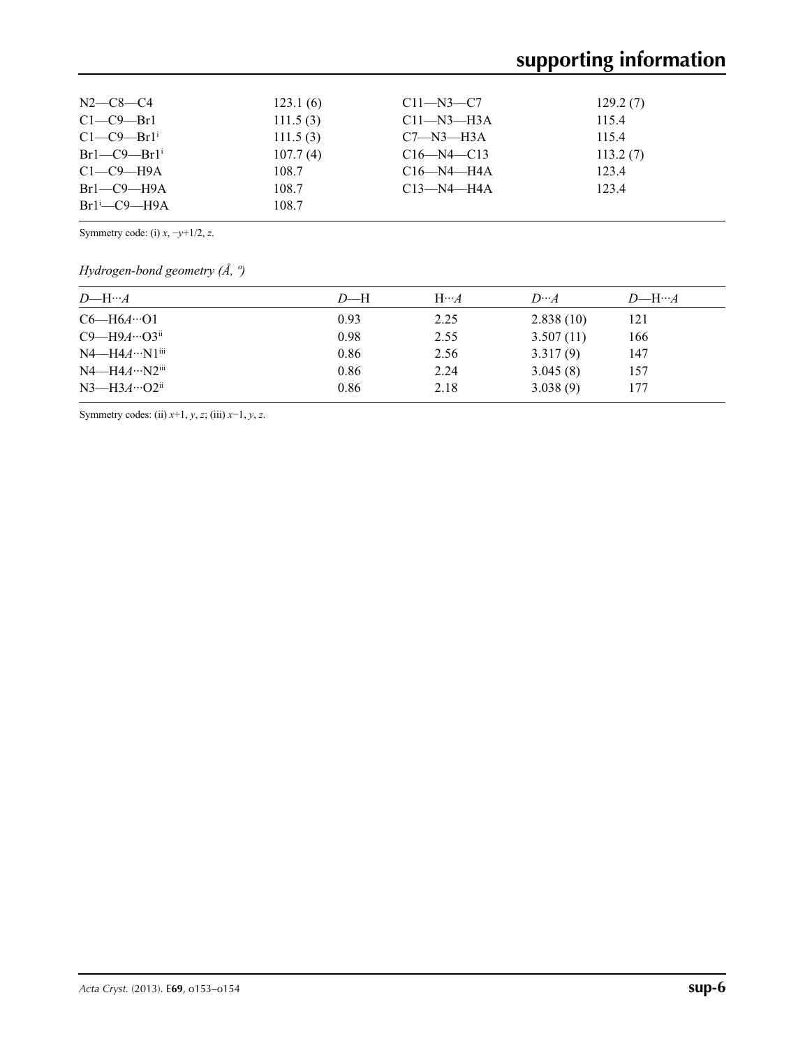| | | | |
|---|---|---|---|
| N2—C8—C4 | 123.1 (6) | C11—N3—C7 | 129.2 (7) |
| C1—C9—Br1 | 111.5 (3) | C11—N3—H3A | 115.4 |
| C1—C9—Br1$^{i}$ | 111.5 (3) | C7—N3—H3A | 115.4 |
| Br1—C9—Br1$^{i}$ | 107.7 (4) | C16—N4—C13 | 113.2 (7) |
| C1—C9—H9A | 108.7 | C16—N4—H4A | 123.4 |
| Br1—C9—H9A | 108.7 | C13—N4—H4A | 123.4 |
| Br1$^{i}$—C9—H9A | 108.7 | | |

Symmetry code: (i) $x$, $-y+1/2$, $z$.

*Hydrogen-bond geometry (Å, º)*

| $D$—H···$A$ | $D$—H | H···$A$ | $D$···$A$ | $D$—H···$A$ |
|---|---|---|---|---|
| C6—H6$A$···O1 | 0.93 | 2.25 | 2.838 (10) | 121 |
| C9—H9$A$···O3$^{ii}$ | 0.98 | 2.55 | 3.507 (11) | 166 |
| N4—H4$A$···N1$^{iii}$ | 0.86 | 2.56 | 3.317 (9) | 147 |
| N4—H4$A$···N2$^{iii}$ | 0.86 | 2.24 | 3.045 (8) | 157 |
| N3—H3$A$···O2$^{ii}$ | 0.86 | 2.18 | 3.038 (9) | 177 |

Symmetry codes: (ii) $x+1$, $y$, $z$; (iii) $x-1$, $y$, $z$.